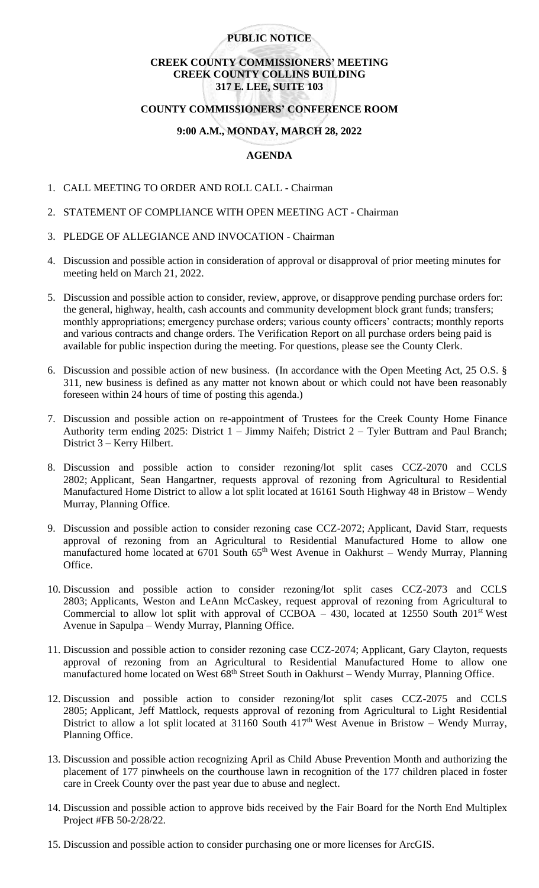**PUBLIC NOTICE**

**CREEK COUNTY COMMISSIONERS' MEETING**
**CREEK COUNTY COLLINS BUILDING**
**317 E. LEE, SUITE 103**

**COUNTY COMMISSIONERS' CONFERENCE ROOM**

**9:00 A.M., MONDAY, MARCH 28, 2022**

**AGENDA**

1. CALL MEETING TO ORDER AND ROLL CALL - Chairman

2. STATEMENT OF COMPLIANCE WITH OPEN MEETING ACT - Chairman

3. PLEDGE OF ALLEGIANCE AND INVOCATION - Chairman

4. Discussion and possible action in consideration of approval or disapproval of prior meeting minutes for meeting held on March 21, 2022.

5. Discussion and possible action to consider, review, approve, or disapprove pending purchase orders for: the general, highway, health, cash accounts and community development block grant funds; transfers; monthly appropriations; emergency purchase orders; various county officers' contracts; monthly reports and various contracts and change orders. The Verification Report on all purchase orders being paid is available for public inspection during the meeting. For questions, please see the County Clerk.

6. Discussion and possible action of new business. (In accordance with the Open Meeting Act, 25 O.S. § 311, new business is defined as any matter not known about or which could not have been reasonably foreseen within 24 hours of time of posting this agenda.)

7. Discussion and possible action on re-appointment of Trustees for the Creek County Home Finance Authority term ending 2025: District 1 – Jimmy Naifeh; District 2 – Tyler Buttram and Paul Branch; District 3 – Kerry Hilbert.

8. Discussion and possible action to consider rezoning/lot split cases CCZ-2070 and CCLS 2802; Applicant, Sean Hangartner, requests approval of rezoning from Agricultural to Residential Manufactured Home District to allow a lot split located at 16161 South Highway 48 in Bristow – Wendy Murray, Planning Office.

9. Discussion and possible action to consider rezoning case CCZ-2072; Applicant, David Starr, requests approval of rezoning from an Agricultural to Residential Manufactured Home to allow one manufactured home located at 6701 South 65th West Avenue in Oakhurst – Wendy Murray, Planning Office.

10. Discussion and possible action to consider rezoning/lot split cases CCZ-2073 and CCLS 2803; Applicants, Weston and LeAnn McCaskey, request approval of rezoning from Agricultural to Commercial to allow lot split with approval of CCBOA – 430, located at 12550 South 201st West Avenue in Sapulpa – Wendy Murray, Planning Office.

11. Discussion and possible action to consider rezoning case CCZ-2074; Applicant, Gary Clayton, requests approval of rezoning from an Agricultural to Residential Manufactured Home to allow one manufactured home located on West 68th Street South in Oakhurst – Wendy Murray, Planning Office.

12. Discussion and possible action to consider rezoning/lot split cases CCZ-2075 and CCLS 2805; Applicant, Jeff Mattlock, requests approval of rezoning from Agricultural to Light Residential District to allow a lot split located at 31160 South 417th West Avenue in Bristow – Wendy Murray, Planning Office.

13. Discussion and possible action recognizing April as Child Abuse Prevention Month and authorizing the placement of 177 pinwheels on the courthouse lawn in recognition of the 177 children placed in foster care in Creek County over the past year due to abuse and neglect.

14. Discussion and possible action to approve bids received by the Fair Board for the North End Multiplex Project #FB 50-2/28/22.

15. Discussion and possible action to consider purchasing one or more licenses for ArcGIS.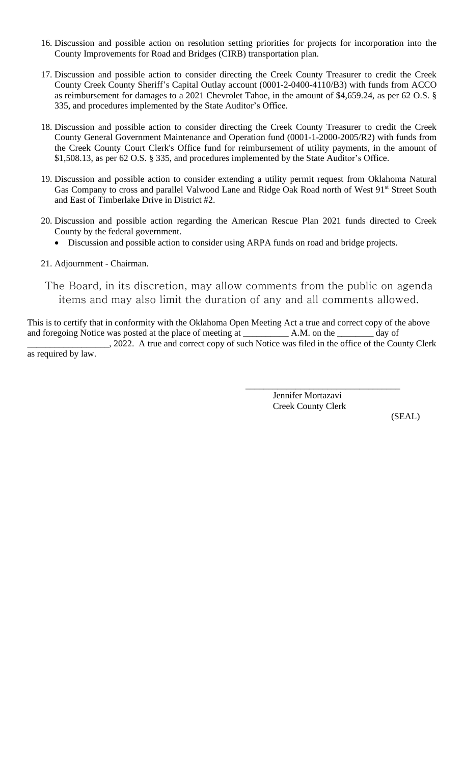16. Discussion and possible action on resolution setting priorities for projects for incorporation into the County Improvements for Road and Bridges (CIRB) transportation plan.

17. Discussion and possible action to consider directing the Creek County Treasurer to credit the Creek County Creek County Sheriff's Capital Outlay account (0001-2-0400-4110/B3) with funds from ACCO as reimbursement for damages to a 2021 Chevrolet Tahoe, in the amount of $4,659.24, as per 62 O.S. § 335, and procedures implemented by the State Auditor's Office.

18. Discussion and possible action to consider directing the Creek County Treasurer to credit the Creek County General Government Maintenance and Operation fund (0001-1-2000-2005/R2) with funds from the Creek County Court Clerk's Office fund for reimbursement of utility payments, in the amount of $1,508.13, as per 62 O.S. § 335, and procedures implemented by the State Auditor's Office.

19. Discussion and possible action to consider extending a utility permit request from Oklahoma Natural Gas Company to cross and parallel Valwood Lane and Ridge Oak Road north of West 91st Street South and East of Timberlake Drive in District #2.

20. Discussion and possible action regarding the American Rescue Plan 2021 funds directed to Creek County by the federal government.
    - Discussion and possible action to consider using ARPA funds on road and bridge projects.

21. Adjournment - Chairman.

The Board, in its discretion, may allow comments from the public on agenda items and may also limit the duration of any and all comments allowed.

This is to certify that in conformity with the Oklahoma Open Meeting Act a true and correct copy of the above and foregoing Notice was posted at the place of meeting at __________ A.M. on the ________ day of __________________, 2022. A true and correct copy of such Notice was filed in the office of the County Clerk as required by law.

__________________________________

Jennifer Mortazavi
Creek County Clerk

(SEAL)